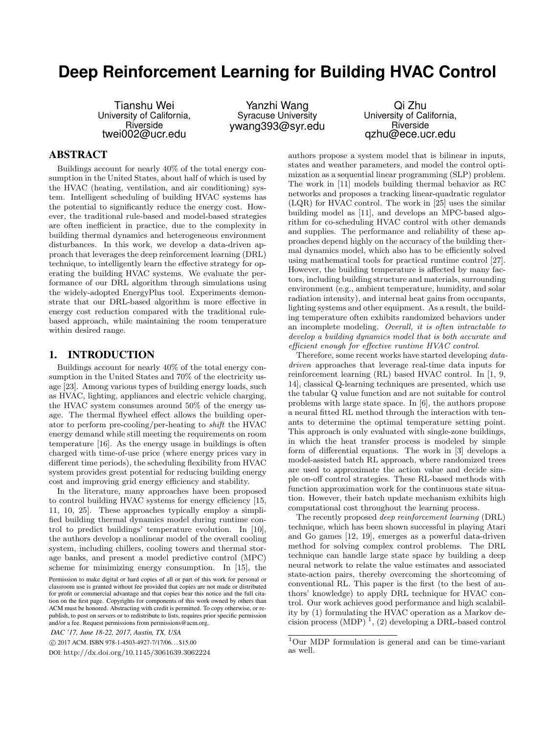# Deep Reinforcement Learning for Building HVAC Control

Tianshu Wei
University of California, Riverside
twei002@ucr.edu

Yanzhi Wang
Syracuse University
ywang393@syr.edu

Qi Zhu
University of California, Riverside
qzhu@ece.ucr.edu

## ABSTRACT

Buildings account for nearly 40% of the total energy consumption in the United States, about half of which is used by the HVAC (heating, ventilation, and air conditioning) system. Intelligent scheduling of building HVAC systems has the potential to significantly reduce the energy cost. However, the traditional rule-based and model-based strategies are often inefficient in practice, due to the complexity in building thermal dynamics and heterogeneous environment disturbances. In this work, we develop a data-driven approach that leverages the deep reinforcement learning (DRL) technique, to intelligently learn the effective strategy for operating the building HVAC systems. We evaluate the performance of our DRL algorithm through simulations using the widely-adopted EnergyPlus tool. Experiments demonstrate that our DRL-based algorithm is more effective in energy cost reduction compared with the traditional rule-based approach, while maintaining the room temperature within desired range.

## 1. INTRODUCTION

Buildings account for nearly 40% of the total energy consumption in the United States and 70% of the electricity usage [23]. Among various types of building energy loads, such as HVAC, lighting, appliances and electric vehicle charging, the HVAC system consumes around 50% of the energy usage. The thermal flywheel effect allows the building operator to perform pre-cooling/per-heating to *shift* the HVAC energy demand while still meeting the requirements on room temperature [16]. As the energy usage in buildings is often charged with time-of-use price (where energy prices vary in different time periods), the scheduling flexibility from HVAC system provides great potential for reducing building energy cost and improving grid energy efficiency and stability.

In the literature, many approaches have been proposed to control building HVAC systems for energy efficiency [15, 11, 10, 25]. These approaches typically employ a simplified building thermal dynamics model during runtime control to predict buildings' temperature evolution. In [10], the authors develop a nonlinear model of the overall cooling system, including chillers, cooling towers and thermal storage banks, and present a model predictive control (MPC) scheme for minimizing energy consumption. In [15], the authors propose a system model that is bilinear in inputs, states and weather parameters, and model the control optimization as a sequential linear programming (SLP) problem. The work in [11] models building thermal behavior as RC networks and proposes a tracking linear-quadratic regulator (LQR) for HVAC control. The work in [25] uses the similar building model as [11], and develops an MPC-based algorithm for co-scheduling HVAC control with other demands and supplies. The performance and reliability of these approaches depend highly on the accuracy of the building thermal dynamics model, which also has to be efficiently solved using mathematical tools for practical runtime control [27]. However, the building temperature is affected by many factors, including building structure and materials, surrounding environment (e.g., ambient temperature, humidity, and solar radiation intensity), and internal heat gains from occupants, lighting systems and other equipment. As a result, the building temperature often exhibits randomized behaviors under an incomplete modeling. *Overall, it is often intractable to develop a building dynamics model that is both accurate and efficient enough for effective runtime HVAC control.*

Therefore, some recent works have started developing *data-driven* approaches that leverage real-time data inputs for reinforcement learning (RL) based HVAC control. In [1, 9, 14], classical Q-learning techniques are presented, which use the tabular Q value function and are not suitable for control problems with large state space. In [6], the authors propose a neural fitted RL method through the interaction with tenants to determine the optimal temperature setting point. This approach is only evaluated with single-zone buildings, in which the heat transfer process is modeled by simple form of differential equations. The work in [3] develops a model-assisted batch RL approach, where randomized trees are used to approximate the action value and decide simple on-off control strategies. These RL-based methods with function approximation work for the continuous state situation. However, their batch update mechanism exhibits high computational cost throughout the learning process.

The recently proposed *deep reinforcement learning* (DRL) technique, which has been shown successful in playing Atari and Go games [12, 19], emerges as a powerful data-driven method for solving complex control problems. The DRL technique can handle large state space by building a deep neural network to relate the value estimates and associated state-action pairs, thereby overcoming the shortcoming of conventional RL. This paper is the first (to the best of authors' knowledge) to apply DRL technique for HVAC control. Our work achieves good performance and high scalability by (1) formulating the HVAC operation as a Markov decision process (MDP) [1], (2) developing a DRL-based control

Permission to make digital or hard copies of all or part of this work for personal or classroom use is granted without fee provided that copies are not made or distributed for profit or commercial advantage and that copies bear this notice and the full citation on the first page. Copyrights for components of this work owned by others than ACM must be honored. Abstracting with credit is permitted. To copy otherwise, or republish, to post on servers or to redistribute to lists, requires prior specific permission and/or a fee. Request permissions from permissions@acm.org.

*DAC '17, June 18-22, 2017, Austin, TX, USA*
© 2017 ACM. ISBN 978-1-4503-4927-7/17/06...$15.00
DOI: http://dx.doi.org/10.1145/3061639.3062224

[1] Our MDP formulation is general and can be time-variant as well.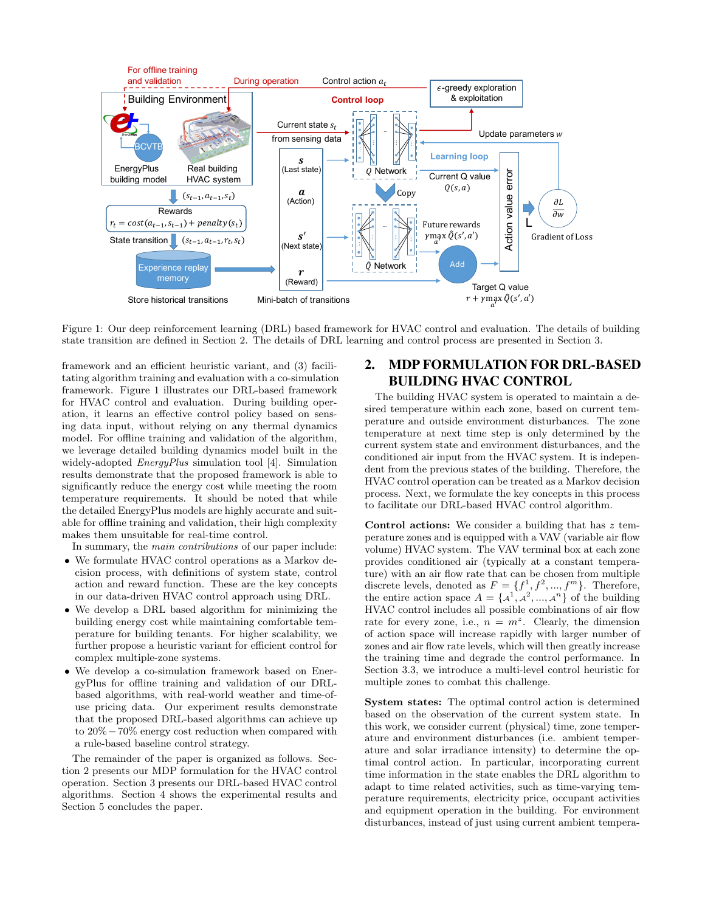Figure 1: Our deep reinforcement learning (DRL) based framework for HVAC control and evaluation. The details of building state transition are defined in Section 2. The details of DRL learning and control process are presented in Section 3.

framework and an efficient heuristic variant, and (3) facilitating algorithm training and evaluation with a co-simulation framework. Figure 1 illustrates our DRL-based framework for HVAC control and evaluation. During building operation, it learns an effective control policy based on sensing data input, without relying on any thermal dynamics model. For offline training and validation of the algorithm, we leverage detailed building dynamics model built in the widely-adopted *EnergyPlus* simulation tool [4]. Simulation results demonstrate that the proposed framework is able to significantly reduce the energy cost while meeting the room temperature requirements. It should be noted that while the detailed EnergyPlus models are highly accurate and suitable for offline training and validation, their high complexity makes them unsuitable for real-time control.

In summary, the *main contributions* of our paper include:

- We formulate HVAC control operations as a Markov decision process, with definitions of system state, control action and reward function. These are the key concepts in our data-driven HVAC control approach using DRL.
- We develop a DRL based algorithm for minimizing the building energy cost while maintaining comfortable temperature for building tenants. For higher scalability, we further propose a heuristic variant for efficient control for complex multiple-zone systems.
- We develop a co-simulation framework based on EnergyPlus for offline training and validation of our DRL-based algorithms, with real-world weather and time-of-use pricing data. Our experiment results demonstrate that the proposed DRL-based algorithms can achieve up to $20\% - 70\%$ energy cost reduction when compared with a rule-based baseline control strategy.

The remainder of the paper is organized as follows. Section 2 presents our MDP formulation for the HVAC control operation. Section 3 presents our DRL-based HVAC control algorithms. Section 4 shows the experimental results and Section 5 concludes the paper.

## 2. MDP FORMULATION FOR DRL-BASED BUILDING HVAC CONTROL

The building HVAC system is operated to maintain a desired temperature within each zone, based on current temperature and outside environment disturbances. The zone temperature at next time step is only determined by the current system state and environment disturbances, and the conditioned air input from the HVAC system. It is independent from the previous states of the building. Therefore, the HVAC control operation can be treated as a Markov decision process. Next, we formulate the key concepts in this process to facilitate our DRL-based HVAC control algorithm.

**Control actions:** We consider a building that has $z$ temperature zones and is equipped with a VAV (variable air flow volume) HVAC system. The VAV terminal box at each zone provides conditioned air (typically at a constant temperature) with an air flow rate that can be chosen from multiple discrete levels, denoted as $F = \{f^1, f^2, ..., f^m\}$. Therefore, the entire action space $A = \{\mathcal{A}^1, \mathcal{A}^2, ..., \mathcal{A}^n\}$ of the building HVAC control includes all possible combinations of air flow rate for every zone, i.e., $n = m^z$. Clearly, the dimension of action space will increase rapidly with larger number of zones and air flow rate levels, which will then greatly increase the training time and degrade the control performance. In Section 3.3, we introduce a multi-level control heuristic for multiple zones to combat this challenge.

**System states:** The optimal control action is determined based on the observation of the current system state. In this work, we consider current (physical) time, zone temperature and environment disturbances (i.e. ambient temperature and solar irradiance intensity) to determine the optimal control action. In particular, incorporating current time information in the state enables the DRL algorithm to adapt to time related activities, such as time-varying temperature requirements, electricity price, occupant activities and equipment operation in the building. For environment disturbances, instead of just using current ambient tempera-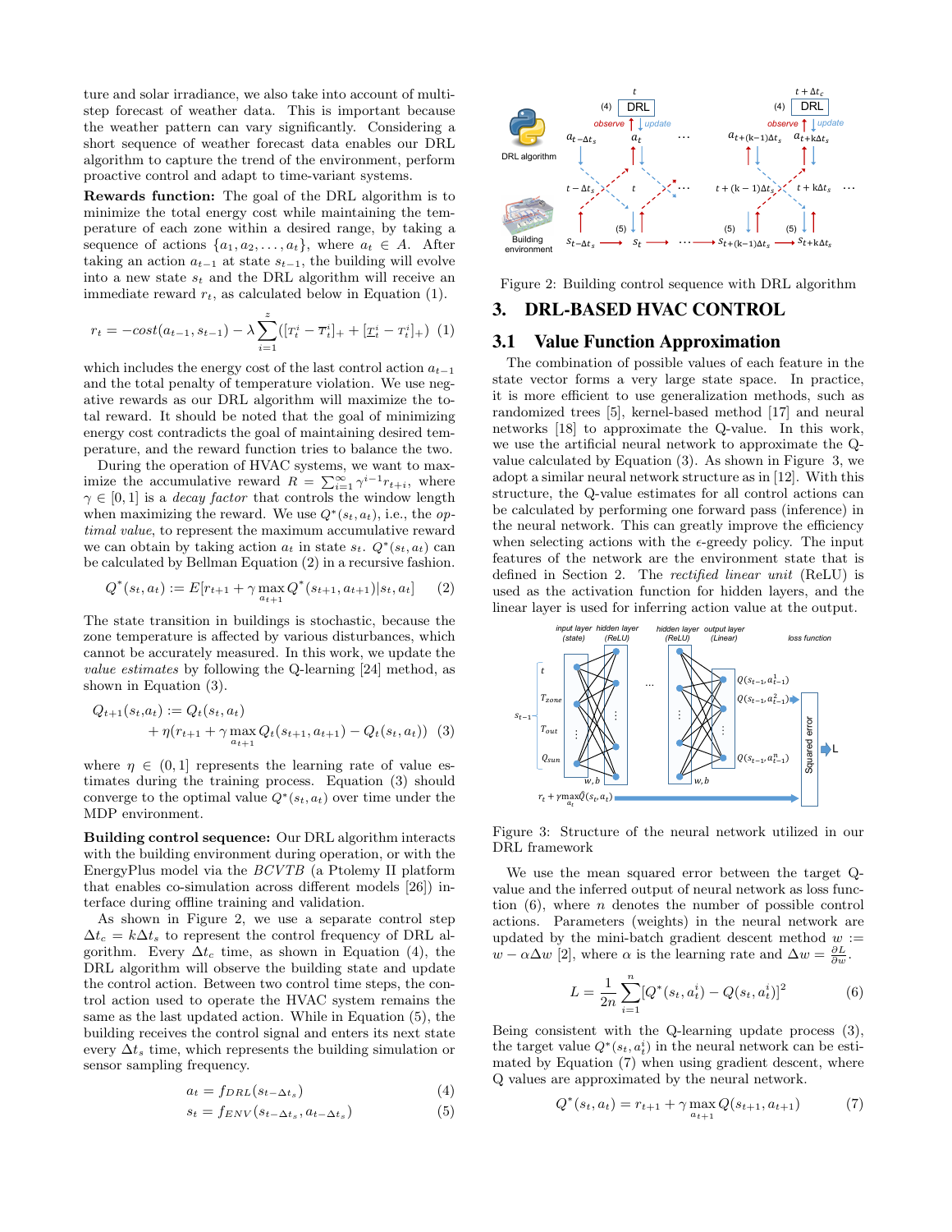ture and solar irradiance, we also take into account of multi-step forecast of weather data. This is important because the weather pattern can vary significantly. Considering a short sequence of weather forecast data enables our DRL algorithm to capture the trend of the environment, perform proactive control and adapt to time-variant systems.

**Rewards function:** The goal of the DRL algorithm is to minimize the total energy cost while maintaining the temperature of each zone within a desired range, by taking a sequence of actions $\{a_1, a_2, \ldots, a_t\}$, where $a_t \in A$. After taking an action $a_{t-1}$ at state $s_{t-1}$, the building will evolve into a new state $s_t$ and the DRL algorithm will receive an immediate reward $r_t$, as calculated below in Equation (1).

$$r_t = -cost(a_{t-1}, s_{t-1}) - \lambda \sum_{i=1}^{z} ([T_t^i - \overline{T}_t^i]_+ + [\underline{T}_t^i - T_t^i]_+) \quad (1)$$

which includes the energy cost of the last control action $a_{t-1}$ and the total penalty of temperature violation. We use negative rewards as our DRL algorithm will maximize the total reward. It should be noted that the goal of minimizing energy cost contradicts the goal of maintaining desired temperature, and the reward function tries to balance the two.

During the operation of HVAC systems, we want to maximize the accumulative reward $R = \sum_{i=1}^{\infty} \gamma^{i-1} r_{t+i}$, where $\gamma \in [0, 1]$ is a *decay factor* that controls the window length when maximizing the reward. We use $Q^*(s_t, a_t)$, i.e., the *optimal value*, to represent the maximum accumulative reward we can obtain by taking action $a_t$ in state $s_t$. $Q^*(s_t, a_t)$ can be calculated by Bellman Equation (2) in a recursive fashion.

$$Q^*(s_t, a_t) := E[r_{t+1} + \gamma \max_{a_{t+1}} Q^*(s_{t+1}, a_{t+1}) | s_t, a_t] \quad (2)$$

The state transition in buildings is stochastic, because the zone temperature is affected by various disturbances, which cannot be accurately measured. In this work, we update the *value estimates* by following the Q-learning [24] method, as shown in Equation (3).

$$Q_{t+1}(s_t, a_t) := Q_t(s_t, a_t) + \eta(r_{t+1} + \gamma \max_{a_{t+1}} Q_t(s_{t+1}, a_{t+1}) - Q_t(s_t, a_t)) \quad (3)$$

where $\eta \in (0, 1]$ represents the learning rate of value estimates during the training process. Equation (3) should converge to the optimal value $Q^*(s_t, a_t)$ over time under the MDP environment.

**Building control sequence:** Our DRL algorithm interacts with the building environment during operation, or with the EnergyPlus model via the *BCVTB* (a Ptolemy II platform that enables co-simulation across different models [26]) interface during offline training and validation.

As shown in Figure 2, we use a separate control step $\Delta t_c = k \Delta t_s$ to represent the control frequency of DRL algorithm. Every $\Delta t_c$ time, as shown in Equation (4), the DRL algorithm will observe the building state and update the control action. Between two control time steps, the control action used to operate the HVAC system remains the same as the last updated action. While in Equation (5), the building receives the control signal and enters its next state every $\Delta t_s$ time, which represents the building simulation or sensor sampling frequency.

$$a_t = f_{DRL}(s_{t-\Delta t_s}) \quad (4)$$

$$s_t = f_{ENV}(s_{t-\Delta t_s}, a_{t-\Delta t_s}) \quad (5)$$

Figure 2: Building control sequence with DRL algorithm

## 3. DRL-BASED HVAC CONTROL

### 3.1 Value Function Approximation

The combination of possible values of each feature in the state vector forms a very large state space. In practice, it is more efficient to use generalization methods, such as randomized trees [5], kernel-based method [17] and neural networks [18] to approximate the Q-value. In this work, we use the artificial neural network to approximate the Q-value calculated by Equation (3). As shown in Figure 3, we adopt a similar neural network structure as in [12]. With this structure, the Q-value estimates for all control actions can be calculated by performing one forward pass (inference) in the neural network. This can greatly improve the efficiency when selecting actions with the $\epsilon$-greedy policy. The input features of the network are the environment state that is defined in Section 2. The *rectified linear unit* (ReLU) is used as the activation function for hidden layers, and the linear layer is used for inferring action value at the output.

Figure 3: Structure of the neural network utilized in our DRL framework

We use the mean squared error between the target Q-value and the inferred output of neural network as loss function (6), where $n$ denotes the number of possible control actions. Parameters (weights) in the neural network are updated by the mini-batch gradient descent method $w := w - \alpha \Delta w$ [2], where $\alpha$ is the learning rate and $\Delta w = \frac{\partial L}{\partial w}$.

$$L = \frac{1}{2n} \sum_{i=1}^{n} [Q^*(s_t, a_t^i) - Q(s_t, a_t^i)]^2 \quad (6)$$

Being consistent with the Q-learning update process (3), the target value $Q^*(s_t, a_t^i)$ in the neural network can be estimated by Equation (7) when using gradient descent, where Q values are approximated by the neural network.

$$Q^*(s_t, a_t) = r_{t+1} + \gamma \max_{a_{t+1}} Q(s_{t+1}, a_{t+1}) \quad (7)$$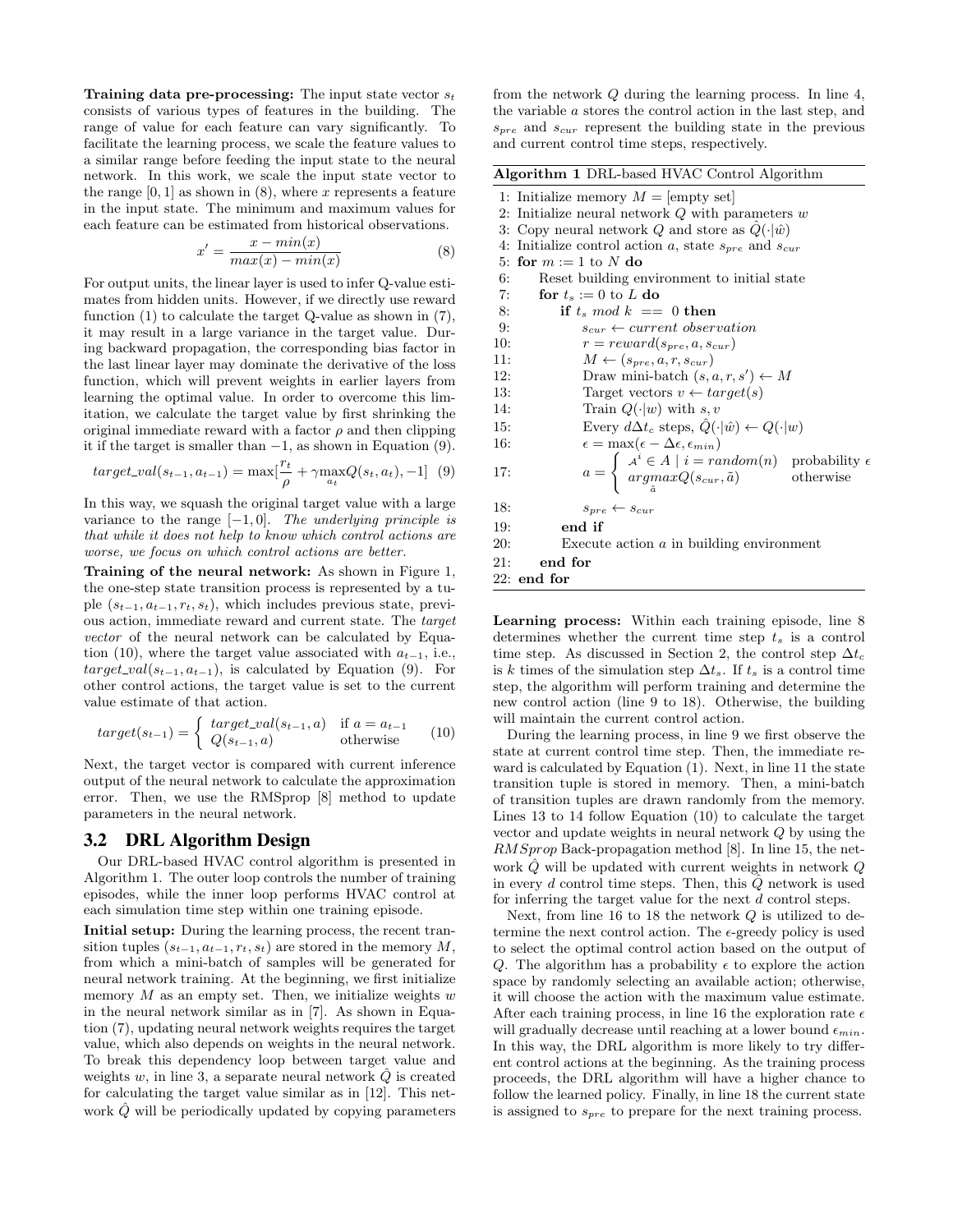**Training data pre-processing:** The input state vector $s_t$ consists of various types of features in the building. The range of value for each feature can vary significantly. To facilitate the learning process, we scale the feature values to a similar range before feeding the input state to the neural network. In this work, we scale the input state vector to the range $[0, 1]$ as shown in (8), where $x$ represents a feature in the input state. The minimum and maximum values for each feature can be estimated from historical observations.

$$x' = \frac{x - min(x)}{max(x) - min(x)} \tag{8}$$

For output units, the linear layer is used to infer Q-value estimates from hidden units. However, if we directly use reward function (1) to calculate the target Q-value as shown in (7), it may result in a large variance in the target value. During backward propagation, the corresponding bias factor in the last linear layer may dominate the derivative of the loss function, which will prevent weights in earlier layers from learning the optimal value. In order to overcome this limitation, we calculate the target value by first shrinking the original immediate reward with a factor $\rho$ and then clipping it if the target is smaller than $-1$, as shown in Equation (9).

$$target\_val(s_{t-1}, a_{t-1}) = \max[\frac{r_t}{\rho} + \gamma \max_{a_t} Q(s_t, a_t), -1] \tag{9}$$

In this way, we squash the original target value with a large variance to the range $[-1, 0]$. *The underlying principle is that while it does not help to know which control actions are worse, we focus on which control actions are better.*

**Training of the neural network:** As shown in Figure 1, the one-step state transition process is represented by a tuple $(s_{t-1}, a_{t-1}, r_t, s_t)$, which includes previous state, previous action, immediate reward and current state. The *target vector* of the neural network can be calculated by Equation (10), where the target value associated with $a_{t-1}$, i.e., $target\_val(s_{t-1}, a_{t-1})$, is calculated by Equation (9). For other control actions, the target value is set to the current value estimate of that action.

$$target(s_{t-1}) = \begin{cases} target\_val(s_{t-1}, a) & \text{if } a = a_{t-1} \\ Q(s_{t-1}, a) & \text{otherwise} \end{cases} \tag{10}$$

Next, the target vector is compared with current inference output of the neural network to calculate the approximation error. Then, we use the RMSprop [8] method to update parameters in the neural network.

## 3.2 DRL Algorithm Design

Our DRL-based HVAC control algorithm is presented in Algorithm 1. The outer loop controls the number of training episodes, while the inner loop performs HVAC control at each simulation time step within one training episode.

**Initial setup:** During the learning process, the recent transition tuples $(s_{t-1}, a_{t-1}, r_t, s_t)$ are stored in the memory $M$, from which a mini-batch of samples will be generated for neural network training. At the beginning, we first initialize memory $M$ as an empty set. Then, we initialize weights $w$ in the neural network similar as in [7]. As shown in Equation (7), updating neural network weights requires the target value, which also depends on weights in the neural network. To break this dependency loop between target value and weights $w$, in line 3, a separate neural network $\hat{Q}$ is created for calculating the target value similar as in [12]. This network $\hat{Q}$ will be periodically updated by copying parameters from the network $Q$ during the learning process. In line 4, the variable $a$ stores the control action in the last step, and $s_{pre}$ and $s_{cur}$ represent the building state in the previous and current control time steps, respectively.

**Algorithm 1** DRL-based HVAC Control Algorithm

```
1: Initialize memory M = [empty set]
2: Initialize neural network Q with parameters w
3: Copy neural network Q and store as Q̂(·|ŵ)
4: Initialize control action a, state s_pre and s_cur
5: for m := 1 to N do
6:     Reset building environment to initial state
7:     for t_s := 0 to L do
8:         if t_s mod k == 0 then
9:             s_cur ← current observation
10:            r = reward(s_pre, a, s_cur)
11:            M ← (s_pre, a, r, s_cur)
12:            Draw mini-batch (s, a, r, s') ← M
13:            Target vectors v ← target(s)
14:            Train Q(·|w) with s, v
15:            Every dΔt_c steps, Q̂(·|ŵ) ← Q(·|w)
16:            ε = max(ε − Δε, ε_min)
17:            a = { A^i ∈ A | i = random(n)    probability ε
                   { argmax_ã Q(s_cur, ã)          otherwise
18:            s_pre ← s_cur
19:        end if
20:        Execute action a in building environment
21:    end for
22: end for
```

**Learning process:** Within each training episode, line 8 determines whether the current time step $t_s$ is a control time step. As discussed in Section 2, the control step $\Delta t_c$ is $k$ times of the simulation step $\Delta t_s$. If $t_s$ is a control time step, the algorithm will perform training and determine the new control action (line 9 to 18). Otherwise, the building will maintain the current control action.

During the learning process, in line 9 we first observe the state at current control time step. Then, the immediate reward is calculated by Equation (1). Next, in line 11 the state transition tuple is stored in memory. Then, a mini-batch of transition tuples are drawn randomly from the memory. Lines 13 to 14 follow Equation (10) to calculate the target vector and update weights in neural network $Q$ by using the *RMSprop* Back-propagation method [8]. In line 15, the network $\hat{Q}$ will be updated with current weights in network $Q$ in every $d$ control time steps. Then, this $\hat{Q}$ network is used for inferring the target value for the next $d$ control steps.

Next, from line 16 to 18 the network $Q$ is utilized to determine the next control action. The $\epsilon$-greedy policy is used to select the optimal control action based on the output of $Q$. The algorithm has a probability $\epsilon$ to explore the action space by randomly selecting an available action; otherwise, it will choose the action with the maximum value estimate. After each training process, in line 16 the exploration rate $\epsilon$ will gradually decrease until reaching at a lower bound $\epsilon_{min}$. In this way, the DRL algorithm is more likely to try different control actions at the beginning. As the training process proceeds, the DRL algorithm will have a higher chance to follow the learned policy. Finally, in line 18 the current state is assigned to $s_{pre}$ to prepare for the next training process.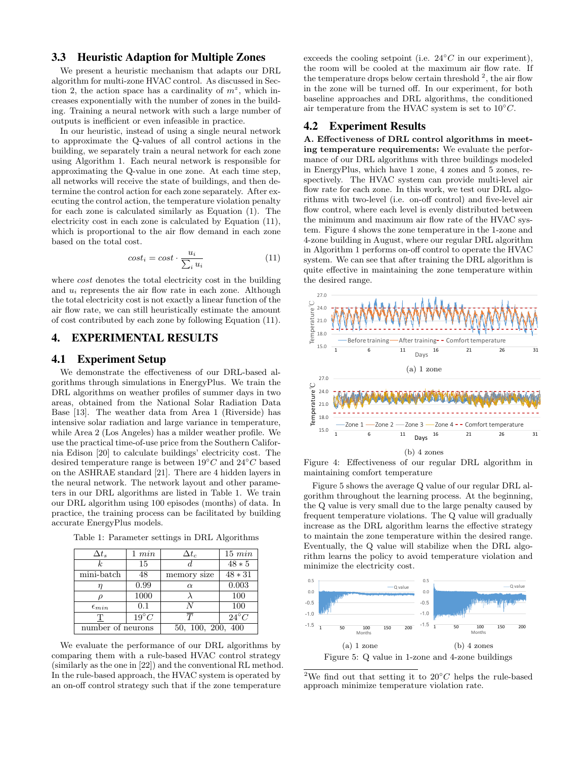### 3.3 Heuristic Adaption for Multiple Zones

We present a heuristic mechanism that adapts our DRL algorithm for multi-zone HVAC control. As discussed in Section 2, the action space has a cardinality of $m^z$, which increases exponentially with the number of zones in the building. Training a neural network with such a large number of outputs is inefficient or even infeasible in practice.

In our heuristic, instead of using a single neural network to approximate the Q-values of all control actions in the building, we separately train a neural network for each zone using Algorithm 1. Each neural network is responsible for approximating the Q-value in one zone. At each time step, all networks will receive the state of buildings, and then determine the control action for each zone separately. After executing the control action, the temperature violation penalty for each zone is calculated similarly as Equation (1). The electricity cost in each zone is calculated by Equation (11), which is proportional to the air flow demand in each zone based on the total cost.

$$cost_i = cost \cdot \frac{u_i}{\sum_i u_i} \tag{11}$$

where *cost* denotes the total electricity cost in the building and $u_i$ represents the air flow rate in each zone. Although the total electricity cost is not exactly a linear function of the air flow rate, we can still heuristically estimate the amount of cost contributed by each zone by following Equation (11).

## 4. EXPERIMENTAL RESULTS

### 4.1 Experiment Setup

We demonstrate the effectiveness of our DRL-based algorithms through simulations in EnergyPlus. We train the DRL algorithms on weather profiles of summer days in two areas, obtained from the National Solar Radiation Data Base [13]. The weather data from Area 1 (Riverside) has intensive solar radiation and large variance in temperature, while Area 2 (Los Angeles) has a milder weather profile. We use the practical time-of-use price from the Southern California Edison [20] to calculate buildings' electricity cost. The desired temperature range is between $19°C$ and $24°C$ based on the ASHRAE standard [21]. There are 4 hidden layers in the neural network. The network layout and other parameters in our DRL algorithms are listed in Table 1. We train our DRL algorithm using 100 episodes (months) of data. In practice, the training process can be facilitated by building accurate EnergyPlus models.

Table 1: Parameter settings in DRL Algorithms

| $\Delta t_s$ | $1\ min$ | $\Delta t_c$ | $15\ min$ |
|---|---|---|---|
| $k$ | 15 | $d$ | $48 * 5$ |
| mini-batch | 48 | memory size | $48 * 31$ |
| $\eta$ | 0.99 | $\alpha$ | 0.003 |
| $\rho$ | 1000 | $\lambda$ | 100 |
| $\epsilon_{min}$ | 0.1 | $N$ | 100 |
| $\underline{T}$ | $19°C$ | $\overline{T}$ | $24°C$ |
| number of neurons | | 50, 100, 200, 400 | |

We evaluate the performance of our DRL algorithms by comparing them with a rule-based HVAC control strategy (similarly as the one in [22]) and the conventional RL method. In the rule-based approach, the HVAC system is operated by an on-off control strategy such that if the zone temperature exceeds the cooling setpoint (i.e. $24°C$ in our experiment), the room will be cooled at the maximum air flow rate. If the temperature drops below certain threshold [2], the air flow in the zone will be turned off. In our experiment, for both baseline approaches and DRL algorithms, the conditioned air temperature from the HVAC system is set to $10°C$.

### 4.2 Experiment Results

**A. Effectiveness of DRL control algorithms in meeting temperature requirements:** We evaluate the performance of our DRL algorithms with three buildings modeled in EnergyPlus, which have 1 zone, 4 zones and 5 zones, respectively. The HVAC system can provide multi-level air flow rate for each zone. In this work, we test our DRL algorithms with two-level (i.e. on-off control) and five-level air flow control, where each level is evenly distributed between the minimum and maximum air flow rate of the HVAC system. Figure 4 shows the zone temperature in the 1-zone and 4-zone building in August, where our regular DRL algorithm in Algorithm 1 performs on-off control to operate the HVAC system. We can see that after training the DRL algorithm is quite effective in maintaining the zone temperature within the desired range.

(a) 1 zone

(b) 4 zones

Figure 4: Effectiveness of our regular DRL algorithm in maintaining comfort temperature

Figure 5 shows the average Q value of our regular DRL algorithm throughout the learning process. At the beginning, the Q value is very small due to the large penalty caused by frequent temperature violations. The Q value will gradually increase as the DRL algorithm learns the effective strategy to maintain the zone temperature within the desired range. Eventually, the Q value will stabilize when the DRL algorithm learns the policy to avoid temperature violation and minimize the electricity cost.

(a) 1 zone (b) 4 zones

Figure 5: Q value in 1-zone and 4-zone buildings

[2] We find out that setting it to $20°C$ helps the rule-based approach minimize temperature violation rate.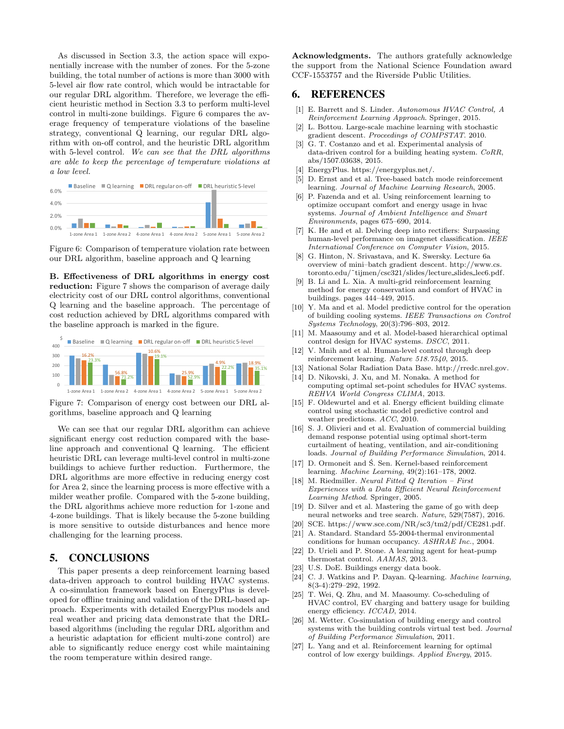As discussed in Section 3.3, the action space will exponentially increase with the number of zones. For the 5-zone building, the total number of actions is more than 3000 with 5-level air flow rate control, which would be intractable for our regular DRL algorithm. Therefore, we leverage the efficient heuristic method in Section 3.3 to perform multi-level control in multi-zone buildings. Figure 6 compares the average frequency of temperature violations of the baseline strategy, conventional Q learning, our regular DRL algorithm with on-off control, and the heuristic DRL algorithm with 5-level control. *We can see that the DRL algorithms are able to keep the percentage of temperature violations at a low level.*

Baseline
Q learning
DRL regular on-off
DRL heuristic 5-level

6.0%
4.0%
2.0%
0.0%

1-zone Area 1
1-zone Area 2
4-zone Area 1
4-zone Area 2
5-zone Area 1
5-zone Area 2

Figure 6: Comparison of temperature violation rate between our DRL algorithm, baseline approach and Q learning

**B. Effectiveness of DRL algorithms in energy cost reduction:** Figure 7 shows the comparison of average daily electricity cost of our DRL control algorithms, conventional Q learning and the baseline approach. The percentage of cost reduction achieved by DRL algorithms compared with the baseline approach is marked in the figure.

$
Baseline
Q learning
DRL regular on-off
DRL heuristic 5-level

400
300
200
100
0

16.2%
23.3%
56.8%
71.2%
10.6%
19.1%
25.9%
52.9%
4.9%
22.2%
18.9%
35.1%

1-zone Area 1
1-zone Area 2
4-zone Area 1
4-zone Area 2
5-zone Area 1
5-zone Area 2

Figure 7: Comparison of energy cost between our DRL algorithms, baseline approach and Q learning

We can see that our regular DRL algorithm can achieve significant energy cost reduction compared with the baseline approach and conventional Q learning. The efficient heuristic DRL can leverage multi-level control in multi-zone buildings to achieve further reduction. Furthermore, the DRL algorithms are more effective in reducing energy cost for Area 2, since the learning process is more effective with a milder weather profile. Compared with the 5-zone building, the DRL algorithms achieve more reduction for 1-zone and 4-zone buildings. That is likely because the 5-zone building is more sensitive to outside disturbances and hence more challenging for the learning process.

# 5. CONCLUSIONS

This paper presents a deep reinforcement learning based data-driven approach to control building HVAC systems. A co-simulation framework based on EnergyPlus is developed for offline training and validation of the DRL-based approach. Experiments with detailed EnergyPlus models and real weather and pricing data demonstrate that the DRL-based algorithms (including the regular DRL algorithm and a heuristic adaptation for efficient multi-zone control) are able to significantly reduce energy cost while maintaining the room temperature within desired range.

**Acknowledgments.** The authors gratefully acknowledge the support from the National Science Foundation award CCF-1553757 and the Riverside Public Utilities.

# 6. REFERENCES

[1] E. Barrett and S. Linder. *Autonomous HVAC Control, A Reinforcement Learning Approach*. Springer, 2015.

[2] L. Bottou. Large-scale machine learning with stochastic gradient descent. *Proceedings of COMPSTAT*. 2010.

[3] G. T. Costanzo and et al. Experimental analysis of data-driven control for a building heating system. *CoRR*, abs/1507.03638, 2015.

[4] EnergyPlus. https://energyplus.net/.

[5] D. Ernst and et al. Tree-based batch mode reinforcement learning. *Journal of Machine Learning Research*, 2005.

[6] P. Fazenda and et al. Using reinforcement learning to optimize occupant comfort and energy usage in hvac systems. *Journal of Ambient Intelligence and Smart Environments*, pages 675–690, 2014.

[7] K. He and et al. Delving deep into rectifiers: Surpassing human-level performance on imagenet classification. *IEEE International Conference on Computer Vision*, 2015.

[8] G. Hinton, N. Srivastava, and K. Swersky. Lecture 6a overview of mini–batch gradient descent. http://www.cs.toronto.edu/~tijmen/csc321/slides/lecture_slides_lec6.pdf.

[9] B. Li and L. Xia. A multi-grid reinforcement learning method for energy conservation and comfort of HVAC in buildings. pages 444–449, 2015.

[10] Y. Ma and et al. Model predictive control for the operation of building cooling systems. *IEEE Transactions on Control Systems Technology*, 20(3):796–803, 2012.

[11] M. Maasoumy and et al. Model-based hierarchical optimal control design for HVAC systems. *DSCC*, 2011.

[12] V. Mnih and et al. Human-level control through deep reinforcement learning. *Nature 518.7540*, 2015.

[13] National Solar Radiation Data Base. http://rredc.nrel.gov.

[14] D. Nikovski, J. Xu, and M. Nonaka. A method for computing optimal set-point schedules for HVAC systems. *REHVA World Congress CLIMA*, 2013.

[15] F. Oldewurtel and et al. Energy efficient building climate control using stochastic model predictive control and weather predictions. *ACC*, 2010.

[16] S. J. Olivieri and et al. Evaluation of commercial building demand response potential using optimal short-term curtailment of heating, ventilation, and air-conditioning loads. *Journal of Building Performance Simulation*, 2014.

[17] D. Ormoneit and Ś. Sen. Kernel-based reinforcement learning. *Machine Learning*, 49(2):161–178, 2002.

[18] M. Riedmiller. *Neural Fitted Q Iteration – First Experiences with a Data Efficient Neural Reinforcement Learning Method*. Springer, 2005.

[19] D. Silver and et al. Mastering the game of go with deep neural networks and tree search. *Nature*, 529(7587), 2016.

[20] SCE. https://www.sce.com/NR/sc3/tm2/pdf/CE281.pdf.

[21] A. Standard. Standard 55-2004-thermal environmental conditions for human occupancy. *ASHRAE Inc.*, 2004.

[22] D. Urieli and P. Stone. A learning agent for heat-pump thermostat control. *AAMAS*, 2013.

[23] U.S. DoE. Buildings energy data book.

[24] C. J. Watkins and P. Dayan. Q-learning. *Machine learning*, 8(3-4):279–292, 1992.

[25] T. Wei, Q. Zhu, and M. Maasoumy. Co-scheduling of HVAC control, EV charging and battery usage for building energy efficiency. *ICCAD*, 2014.

[26] M. Wetter. Co-simulation of building energy and control systems with the building controls virtual test bed. *Journal of Building Performance Simulation*, 2011.

[27] L. Yang and et al. Reinforcement learning for optimal control of low exergy buildings. *Applied Energy*, 2015.